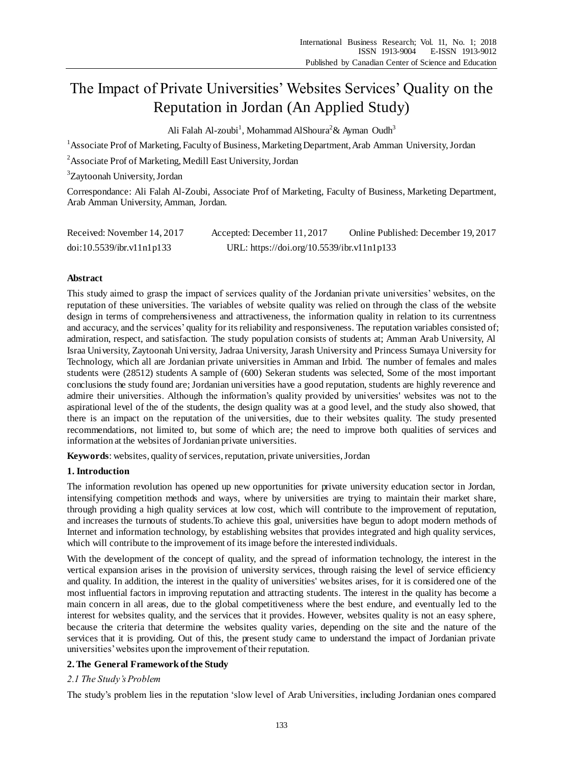# The Impact of Private Universities' Websites Services' Quality on the Reputation in Jordan (An Applied Study)

Ali Falah Al-zoubi[1], Mohammad AlShoura[2]& Ayman Oudh[3]

[1]Associate Prof of Marketing, Faculty of Business, Marketing Department, Arab Amman University, Jordan

[2]Associate Prof of Marketing, Medill East University, Jordan

[3]Zaytoonah University, Jordan

Correspondance: Ali Falah Al-Zoubi, Associate Prof of Marketing, Faculty of Business, Marketing Department, Arab Amman University, Amman, Jordan.

Received: November 14, 2017 Accepted: December 11, 2017 Online Published: December 19, 2017

doi:10.5539/ibr.v11n1p133 URL: https://doi.org/10.5539/ibr.v11n1p133

## Abstract

This study aimed to grasp the impact of services quality of the Jordanian private universities' websites, on the reputation of these universities. The variables of website quality was relied on through the class of the website design in terms of comprehensiveness and attractiveness, the information quality in relation to its currentness and accuracy, and the services' quality for its reliability and responsiveness. The reputation variables consisted of; admiration, respect, and satisfaction. The study population consists of students at; Amman Arab University, Al Israa University, Zaytoonah University, Jadraa University, Jarash University and Princess Sumaya University for Technology, which all are Jordanian private universities in Amman and Irbid. The number of females and males students were (28512) students A sample of (600) Sekeran students was selected, Some of the most important conclusions the study found are; Jordanian universities have a good reputation, students are highly reverence and admire their universities. Although the information's quality provided by universities' websites was not to the aspirational level of the of the students, the design quality was at a good level, and the study also showed, that there is an impact on the reputation of the universities, due to their websites quality. The study presented recommendations, not limited to, but some of which are; the need to improve both qualities of services and information at the websites of Jordanian private universities.

**Keywords**: websites, quality of services, reputation, private universities, Jordan

## 1. Introduction

The information revolution has opened up new opportunities for private university education sector in Jordan, intensifying competition methods and ways, where by universities are trying to maintain their market share, through providing a high quality services at low cost, which will contribute to the improvement of reputation, and increases the turnouts of students.To achieve this goal, universities have begun to adopt modern methods of Internet and information technology, by establishing websites that provides integrated and high quality services, which will contribute to the improvement of its image before the interested individuals.

With the development of the concept of quality, and the spread of information technology, the interest in the vertical expansion arises in the provision of university services, through raising the level of service efficiency and quality. In addition, the interest in the quality of universities' websites arises, for it is considered one of the most influential factors in improving reputation and attracting students. The interest in the quality has become a main concern in all areas, due to the global competitiveness where the best endure, and eventually led to the interest for websites quality, and the services that it provides. However, websites quality is not an easy sphere, because the criteria that determine the websites quality varies, depending on the site and the nature of the services that it is providing. Out of this, the present study came to understand the impact of Jordanian private universities' websites upon the improvement of their reputation.

## 2. The General Framework of the Study

### *2.1 The Study's Problem*

The study's problem lies in the reputation 'slow level of Arab Universities, including Jordanian ones compared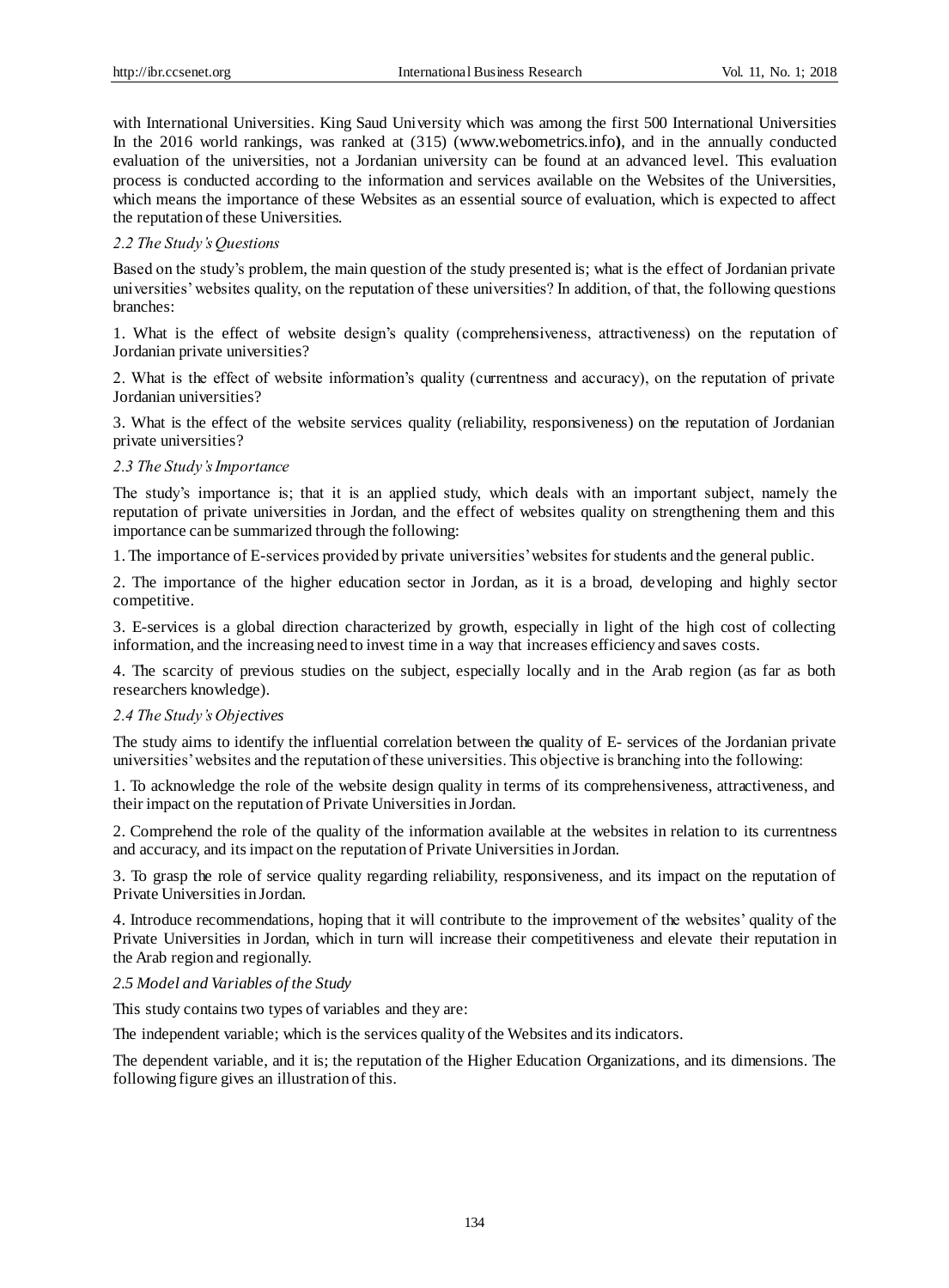with International Universities. King Saud University which was among the first 500 International Universities In the 2016 world rankings, was ranked at (315) (www.webometrics.info**)**, and in the annually conducted evaluation of the universities, not a Jordanian university can be found at an advanced level. This evaluation process is conducted according to the information and services available on the Websites of the Universities, which means the importance of these Websites as an essential source of evaluation, which is expected to affect the reputation of these Universities.

### *2.2 The Study's Questions*

Based on the study's problem, the main question of the study presented is; what is the effect of Jordanian private universities' websites quality, on the reputation of these universities? In addition, of that, the following questions branches:

1. What is the effect of website design's quality (comprehensiveness, attractiveness) on the reputation of Jordanian private universities?

2. What is the effect of website information's quality (currentness and accuracy), on the reputation of private Jordanian universities?

3. What is the effect of the website services quality (reliability, responsiveness) on the reputation of Jordanian private universities?

### *2.3 The Study's Importance*

The study's importance is; that it is an applied study, which deals with an important subject, namely the reputation of private universities in Jordan, and the effect of websites quality on strengthening them and this importance can be summarized through the following:

1. The importance of E-services provided by private universities' websites for students and the general public.

2. The importance of the higher education sector in Jordan, as it is a broad, developing and highly sector competitive.

3. E-services is a global direction characterized by growth, especially in light of the high cost of collecting information, and the increasing need to invest time in a way that increases efficiency and saves costs.

4. The scarcity of previous studies on the subject, especially locally and in the Arab region (as far as both researchers knowledge).

### *2.4 The Study's Objectives*

The study aims to identify the influential correlation between the quality of E- services of the Jordanian private universities' websites and the reputation of these universities. This objective is branching into the following:

1. To acknowledge the role of the website design quality in terms of its comprehensiveness, attractiveness, and their impact on the reputation of Private Universities in Jordan.

2. Comprehend the role of the quality of the information available at the websites in relation to its currentness and accuracy, and its impact on the reputation of Private Universities in Jordan.

3. To grasp the role of service quality regarding reliability, responsiveness, and its impact on the reputation of Private Universities in Jordan.

4. Introduce recommendations, hoping that it will contribute to the improvement of the websites' quality of the Private Universities in Jordan, which in turn will increase their competitiveness and elevate their reputation in the Arab region and regionally.

### *2.5 Model and Variables of the Study*

This study contains two types of variables and they are:

The independent variable; which is the services quality of the Websites and its indicators.

The dependent variable, and it is; the reputation of the Higher Education Organizations, and its dimensions. The following figure gives an illustration of this.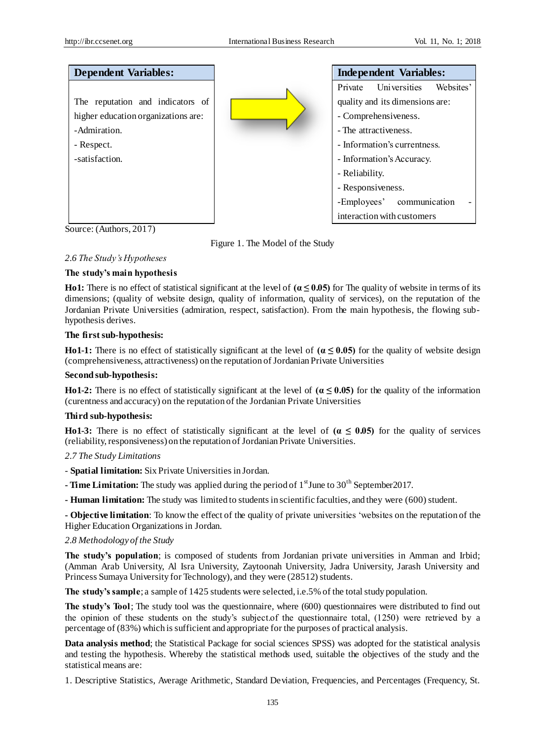| Dependent Variables: | | Independent Variables: |
|---|---|---|
| The reputation and indicators of higher education organizations are:<br>-Admiration.<br>- Respect.<br>-satisfaction. | ➡ | Private Universities Websites' quality and its dimensions are:<br>- Comprehensiveness.<br>- The attractiveness.<br>- Information's currentness.<br>- Information's Accuracy.<br>- Reliability.<br>- Responsiveness.<br>-Employees' communication - interaction with customers |

Source: (Authors, 2017)

Figure 1. The Model of the Study

*2.6 The Study's Hypotheses*

**The study's main hypothesis**

**Ho1:** There is no effect of statistical significant at the level of **($\alpha \leq 0.05$)** for The quality of website in terms of its dimensions; (quality of website design, quality of information, quality of services), on the reputation of the Jordanian Private Universities (admiration, respect, satisfaction). From the main hypothesis, the flowing sub-hypothesis derives.

**The first sub-hypothesis:**

**Ho1-1:** There is no effect of statistically significant at the level of **($\alpha \leq 0.05$)** for the quality of website design (comprehensiveness, attractiveness) on the reputation of Jordanian Private Universities

**Second sub-hypothesis:**

**Ho1-2:** There is no effect of statistically significant at the level of **($\alpha \leq 0.05$)** for the quality of the information (curentness and accuracy) on the reputation of the Jordanian Private Universities

**Third sub-hypothesis:**

**Ho1-3:** There is no effect of statistically significant at the level of **($\alpha \leq 0.05$)** for the quality of services (reliability, responsiveness) on the reputation of Jordanian Private Universities.

*2.7 The Study Limitations*

- **Spatial limitation:** Six Private Universities in Jordan.

- **Time Limitation:** The study was applied during the period of 1st June to 30th September2017.

- **Human limitation:** The study was limited to students in scientific faculties, and they were (600) student.

- **Objective limitation**: To know the effect of the quality of private universities 'websites on the reputation of the Higher Education Organizations in Jordan.

*2.8 Methodology of the Study*

**The study's population**; is composed of students from Jordanian private universities in Amman and Irbid; (Amman Arab University, Al Isra University, Zaytoonah University, Jadra University, Jarash University and Princess Sumaya University for Technology), and they were (28512) students.

**The study's sample**; a sample of 1425 students were selected, i.e.5% of the total study population.

**The study's Tool**; The study tool was the questionnaire, where (600) questionnaires were distributed to find out the opinion of these students on the study's subject.of the questionnaire total, (1250) were retrieved by a percentage of (83%) which is sufficient and appropriate for the purposes of practical analysis.

**Data analysis method**; the Statistical Package for social sciences SPSS) was adopted for the statistical analysis and testing the hypothesis. Whereby the statistical methods used, suitable the objectives of the study and the statistical means are:

1. Descriptive Statistics, Average Arithmetic, Standard Deviation, Frequencies, and Percentages (Frequency, St.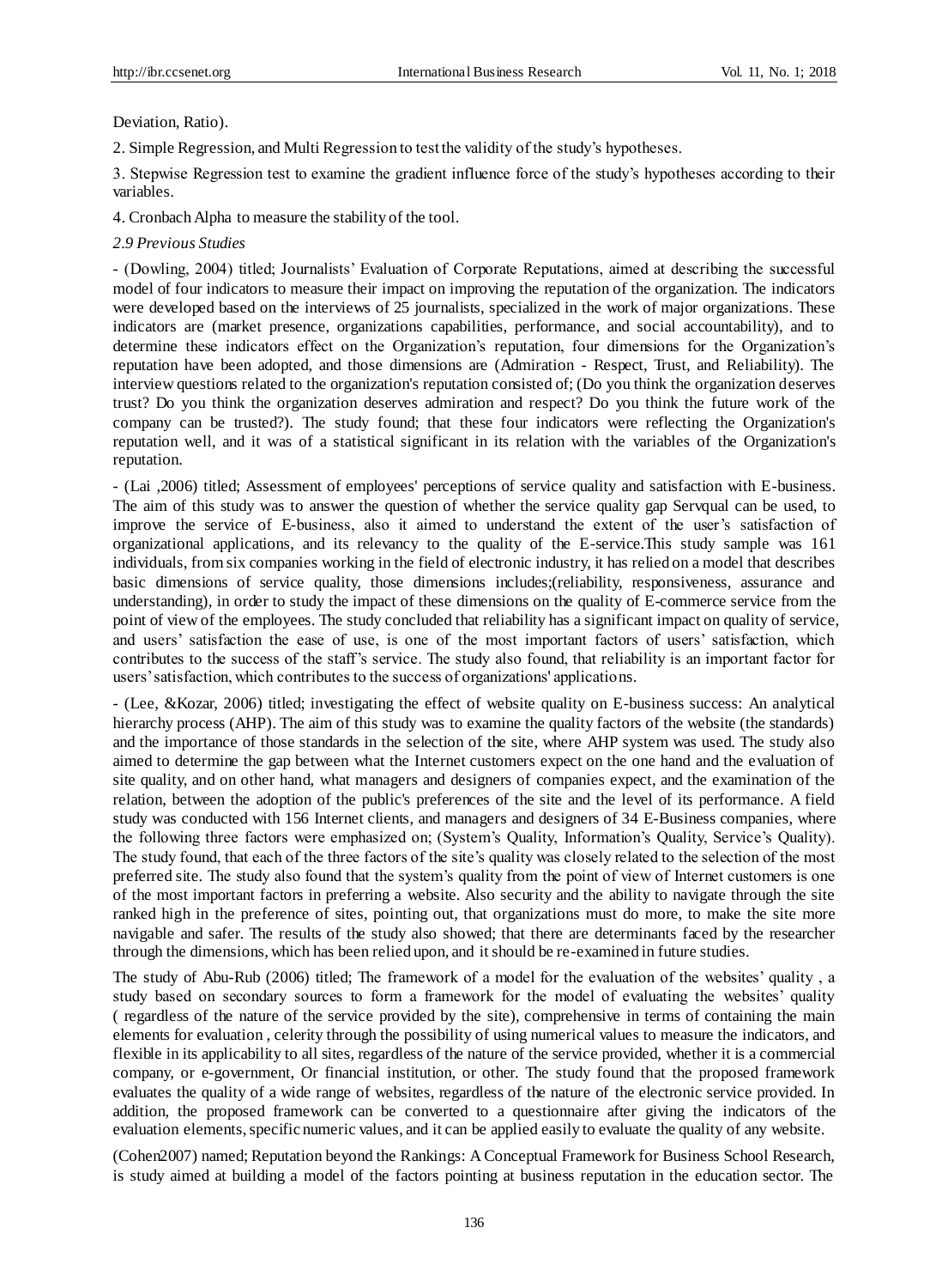Deviation, Ratio).

2. Simple Regression, and Multi Regression to test the validity of the study's hypotheses.

3. Stepwise Regression test to examine the gradient influence force of the study's hypotheses according to their variables.

4. Cronbach Alpha to measure the stability of the tool.

*2.9 Previous Studies*

- (Dowling, 2004) titled; Journalists' Evaluation of Corporate Reputations, aimed at describing the successful model of four indicators to measure their impact on improving the reputation of the organization. The indicators were developed based on the interviews of 25 journalists, specialized in the work of major organizations. These indicators are (market presence, organizations capabilities, performance, and social accountability), and to determine these indicators effect on the Organization's reputation, four dimensions for the Organization's reputation have been adopted, and those dimensions are (Admiration - Respect, Trust, and Reliability). The interview questions related to the organization's reputation consisted of; (Do you think the organization deserves trust? Do you think the organization deserves admiration and respect? Do you think the future work of the company can be trusted?). The study found; that these four indicators were reflecting the Organization's reputation well, and it was of a statistical significant in its relation with the variables of the Organization's reputation.

- (Lai ,2006) titled; Assessment of employees' perceptions of service quality and satisfaction with E-business. The aim of this study was to answer the question of whether the service quality gap Servqual can be used, to improve the service of E-business, also it aimed to understand the extent of the user's satisfaction of organizational applications, and its relevancy to the quality of the E-service.This study sample was 161 individuals, from six companies working in the field of electronic industry, it has relied on a model that describes basic dimensions of service quality, those dimensions includes;(reliability, responsiveness, assurance and understanding), in order to study the impact of these dimensions on the quality of E-commerce service from the point of view of the employees. The study concluded that reliability has a significant impact on quality of service, and users' satisfaction the ease of use, is one of the most important factors of users' satisfaction, which contributes to the success of the staff's service. The study also found, that reliability is an important factor for users' satisfaction, which contributes to the success of organizations' applications.

- (Lee, &Kozar, 2006) titled; investigating the effect of website quality on E-business success: An analytical hierarchy process (AHP). The aim of this study was to examine the quality factors of the website (the standards) and the importance of those standards in the selection of the site, where AHP system was used. The study also aimed to determine the gap between what the Internet customers expect on the one hand and the evaluation of site quality, and on other hand, what managers and designers of companies expect, and the examination of the relation, between the adoption of the public's preferences of the site and the level of its performance. A field study was conducted with 156 Internet clients, and managers and designers of 34 E-Business companies, where the following three factors were emphasized on; (System's Quality, Information's Quality, Service's Quality). The study found, that each of the three factors of the site's quality was closely related to the selection of the most preferred site. The study also found that the system's quality from the point of view of Internet customers is one of the most important factors in preferring a website. Also security and the ability to navigate through the site ranked high in the preference of sites, pointing out, that organizations must do more, to make the site more navigable and safer. The results of the study also showed; that there are determinants faced by the researcher through the dimensions, which has been relied upon, and it should be re-examined in future studies.

The study of Abu-Rub (2006) titled; The framework of a model for the evaluation of the websites' quality , a study based on secondary sources to form a framework for the model of evaluating the websites' quality ( regardless of the nature of the service provided by the site), comprehensive in terms of containing the main elements for evaluation , celerity through the possibility of using numerical values to measure the indicators, and flexible in its applicability to all sites, regardless of the nature of the service provided, whether it is a commercial company, or e-government, Or financial institution, or other. The study found that the proposed framework evaluates the quality of a wide range of websites, regardless of the nature of the electronic service provided. In addition, the proposed framework can be converted to a questionnaire after giving the indicators of the evaluation elements, specific numeric values, and it can be applied easily to evaluate the quality of any website.

(Cohen2007) named; Reputation beyond the Rankings: A Conceptual Framework for Business School Research, is study aimed at building a model of the factors pointing at business reputation in the education sector. The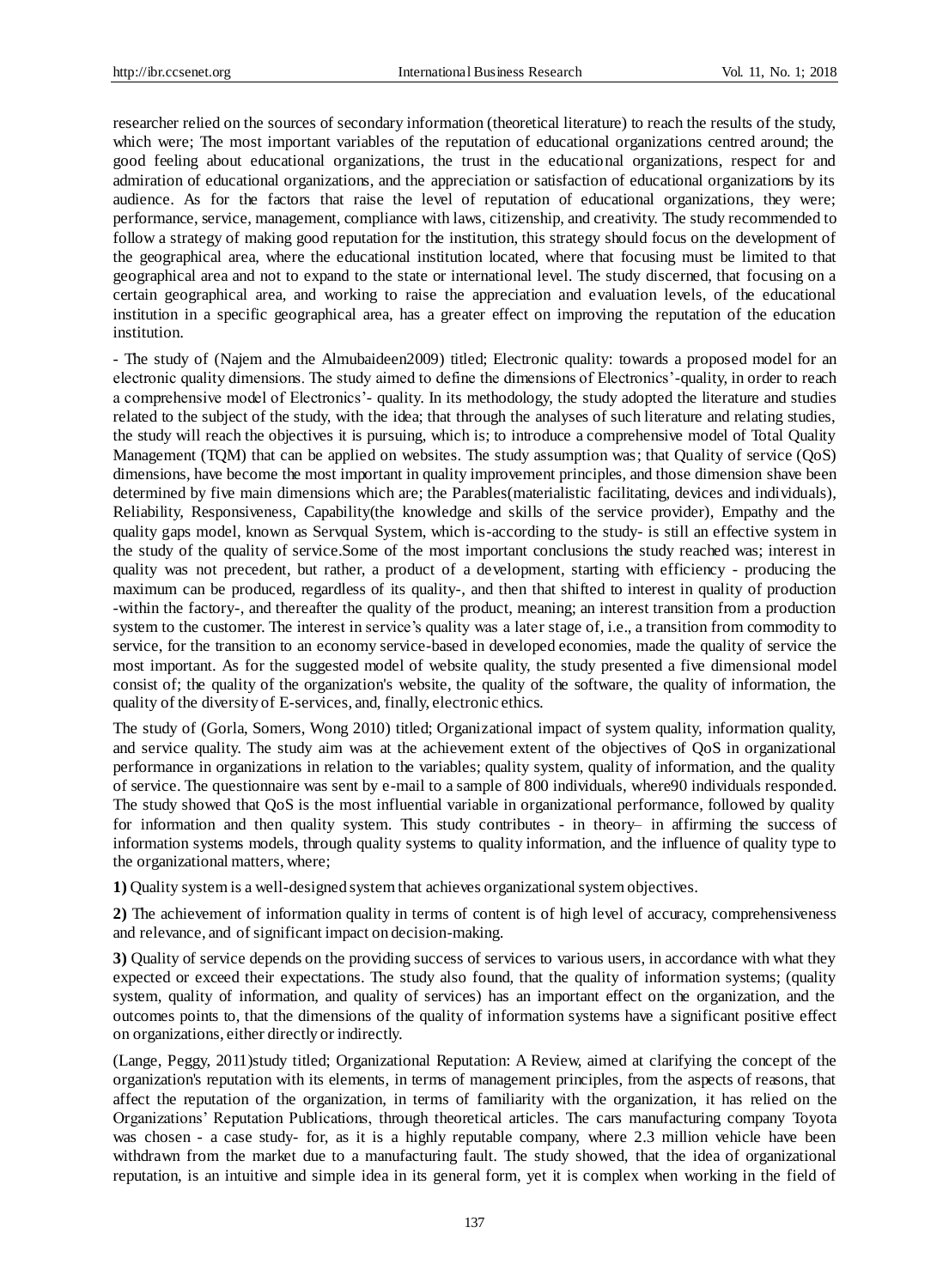researcher relied on the sources of secondary information (theoretical literature) to reach the results of the study, which were; The most important variables of the reputation of educational organizations centred around; the good feeling about educational organizations, the trust in the educational organizations, respect for and admiration of educational organizations, and the appreciation or satisfaction of educational organizations by its audience. As for the factors that raise the level of reputation of educational organizations, they were; performance, service, management, compliance with laws, citizenship, and creativity. The study recommended to follow a strategy of making good reputation for the institution, this strategy should focus on the development of the geographical area, where the educational institution located, where that focusing must be limited to that geographical area and not to expand to the state or international level. The study discerned, that focusing on a certain geographical area, and working to raise the appreciation and evaluation levels, of the educational institution in a specific geographical area, has a greater effect on improving the reputation of the education institution.

- The study of (Najem and the Almubaideen2009) titled; Electronic quality: towards a proposed model for an electronic quality dimensions. The study aimed to define the dimensions of Electronics'-quality, in order to reach a comprehensive model of Electronics'- quality. In its methodology, the study adopted the literature and studies related to the subject of the study, with the idea; that through the analyses of such literature and relating studies, the study will reach the objectives it is pursuing, which is; to introduce a comprehensive model of Total Quality Management (TQM) that can be applied on websites. The study assumption was; that Quality of service (QoS) dimensions, have become the most important in quality improvement principles, and those dimension shave been determined by five main dimensions which are; the Parables(materialistic facilitating, devices and individuals), Reliability, Responsiveness, Capability(the knowledge and skills of the service provider), Empathy and the quality gaps model, known as Servqual System, which is-according to the study- is still an effective system in the study of the quality of service.Some of the most important conclusions the study reached was; interest in quality was not precedent, but rather, a product of a development, starting with efficiency - producing the maximum can be produced, regardless of its quality-, and then that shifted to interest in quality of production -within the factory-, and thereafter the quality of the product, meaning; an interest transition from a production system to the customer. The interest in service's quality was a later stage of, i.e., a transition from commodity to service, for the transition to an economy service-based in developed economies, made the quality of service the most important. As for the suggested model of website quality, the study presented a five dimensional model consist of; the quality of the organization's website, the quality of the software, the quality of information, the quality of the diversity of E-services, and, finally, electronic ethics.

The study of (Gorla, Somers, Wong 2010) titled; Organizational impact of system quality, information quality, and service quality. The study aim was at the achievement extent of the objectives of QoS in organizational performance in organizations in relation to the variables; quality system, quality of information, and the quality of service. The questionnaire was sent by e-mail to a sample of 800 individuals, where90 individuals responded. The study showed that QoS is the most influential variable in organizational performance, followed by quality for information and then quality system. This study contributes - in theory– in affirming the success of information systems models, through quality systems to quality information, and the influence of quality type to the organizational matters, where;

**1)** Quality system is a well-designed system that achieves organizational system objectives.

**2)** The achievement of information quality in terms of content is of high level of accuracy, comprehensiveness and relevance, and of significant impact on decision-making.

**3)** Quality of service depends on the providing success of services to various users, in accordance with what they expected or exceed their expectations. The study also found, that the quality of information systems; (quality system, quality of information, and quality of services) has an important effect on the organization, and the outcomes points to, that the dimensions of the quality of information systems have a significant positive effect on organizations, either directly or indirectly.

(Lange, Peggy, 2011)study titled; Organizational Reputation: A Review, aimed at clarifying the concept of the organization's reputation with its elements, in terms of management principles, from the aspects of reasons, that affect the reputation of the organization, in terms of familiarity with the organization, it has relied on the Organizations' Reputation Publications, through theoretical articles. The cars manufacturing company Toyota was chosen - a case study- for, as it is a highly reputable company, where 2.3 million vehicle have been withdrawn from the market due to a manufacturing fault. The study showed, that the idea of organizational reputation, is an intuitive and simple idea in its general form, yet it is complex when working in the field of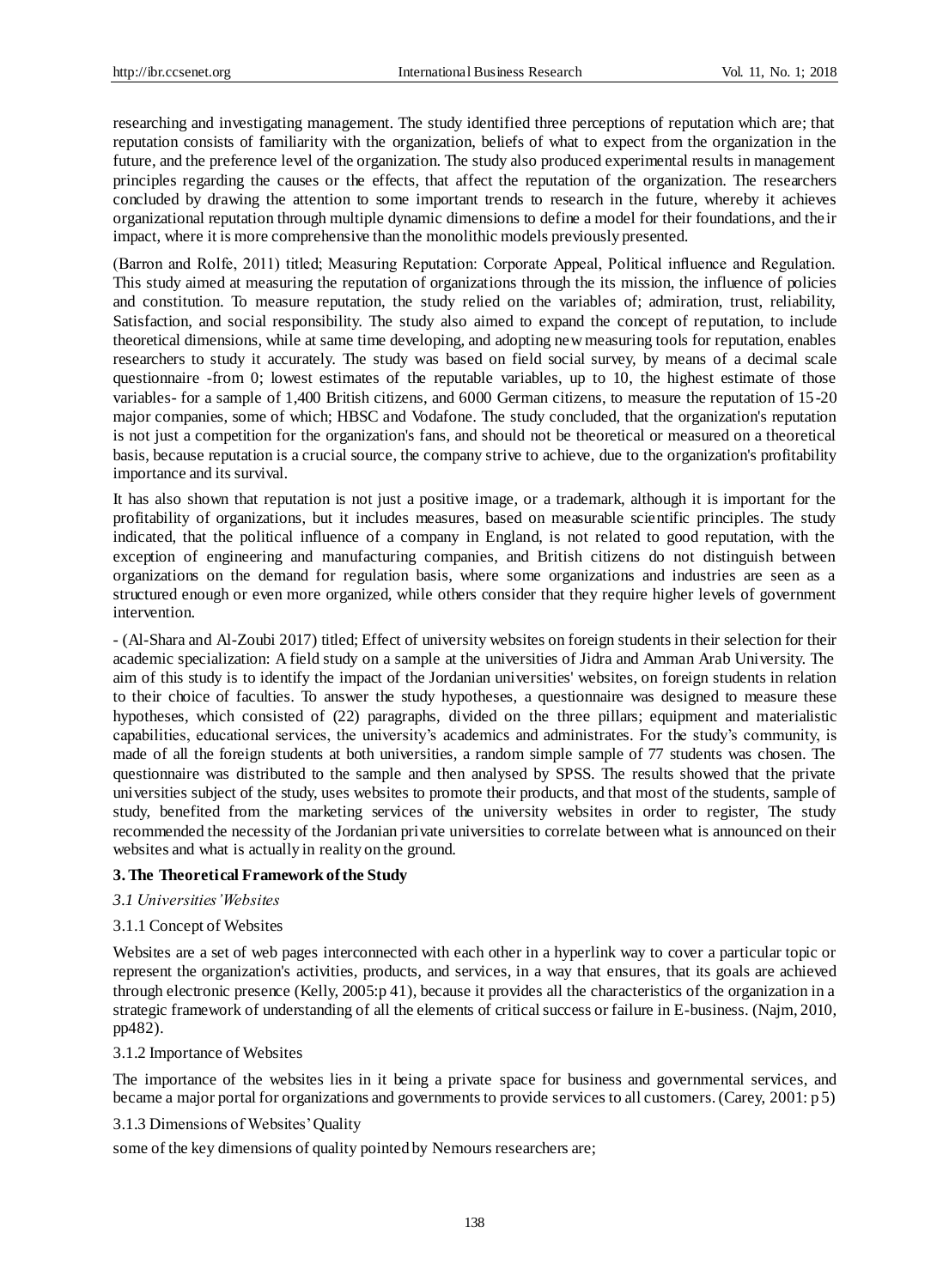researching and investigating management. The study identified three perceptions of reputation which are; that reputation consists of familiarity with the organization, beliefs of what to expect from the organization in the future, and the preference level of the organization. The study also produced experimental results in management principles regarding the causes or the effects, that affect the reputation of the organization. The researchers concluded by drawing the attention to some important trends to research in the future, whereby it achieves organizational reputation through multiple dynamic dimensions to define a model for their foundations, and their impact, where it is more comprehensive than the monolithic models previously presented.

(Barron and Rolfe, 2011) titled; Measuring Reputation: Corporate Appeal, Political influence and Regulation. This study aimed at measuring the reputation of organizations through the its mission, the influence of policies and constitution. To measure reputation, the study relied on the variables of; admiration, trust, reliability, Satisfaction, and social responsibility. The study also aimed to expand the concept of reputation, to include theoretical dimensions, while at same time developing, and adopting new measuring tools for reputation, enables researchers to study it accurately. The study was based on field social survey, by means of a decimal scale questionnaire -from 0; lowest estimates of the reputable variables, up to 10, the highest estimate of those variables- for a sample of 1,400 British citizens, and 6000 German citizens, to measure the reputation of 15-20 major companies, some of which; HBSC and Vodafone. The study concluded, that the organization's reputation is not just a competition for the organization's fans, and should not be theoretical or measured on a theoretical basis, because reputation is a crucial source, the company strive to achieve, due to the organization's profitability importance and its survival.

It has also shown that reputation is not just a positive image, or a trademark, although it is important for the profitability of organizations, but it includes measures, based on measurable scientific principles. The study indicated, that the political influence of a company in England, is not related to good reputation, with the exception of engineering and manufacturing companies, and British citizens do not distinguish between organizations on the demand for regulation basis, where some organizations and industries are seen as a structured enough or even more organized, while others consider that they require higher levels of government intervention.

- (Al-Shara and Al-Zoubi 2017) titled; Effect of university websites on foreign students in their selection for their academic specialization: A field study on a sample at the universities of Jidra and Amman Arab University. The aim of this study is to identify the impact of the Jordanian universities' websites, on foreign students in relation to their choice of faculties. To answer the study hypotheses, a questionnaire was designed to measure these hypotheses, which consisted of (22) paragraphs, divided on the three pillars; equipment and materialistic capabilities, educational services, the university's academics and administrates. For the study's community, is made of all the foreign students at both universities, a random simple sample of 77 students was chosen. The questionnaire was distributed to the sample and then analysed by SPSS. The results showed that the private universities subject of the study, uses websites to promote their products, and that most of the students, sample of study, benefited from the marketing services of the university websites in order to register, The study recommended the necessity of the Jordanian private universities to correlate between what is announced on their websites and what is actually in reality on the ground.

## 3. The Theoretical Framework of the Study

### *3.1 Universities' Websites*

#### 3.1.1 Concept of Websites

Websites are a set of web pages interconnected with each other in a hyperlink way to cover a particular topic or represent the organization's activities, products, and services, in a way that ensures, that its goals are achieved through electronic presence (Kelly, 2005:p 41), because it provides all the characteristics of the organization in a strategic framework of understanding of all the elements of critical success or failure in E-business. (Najm, 2010, pp482).

#### 3.1.2 Importance of Websites

The importance of the websites lies in it being a private space for business and governmental services, and became a major portal for organizations and governments to provide services to all customers. (Carey, 2001: p 5)

#### 3.1.3 Dimensions of Websites' Quality

some of the key dimensions of quality pointed by Nemours researchers are;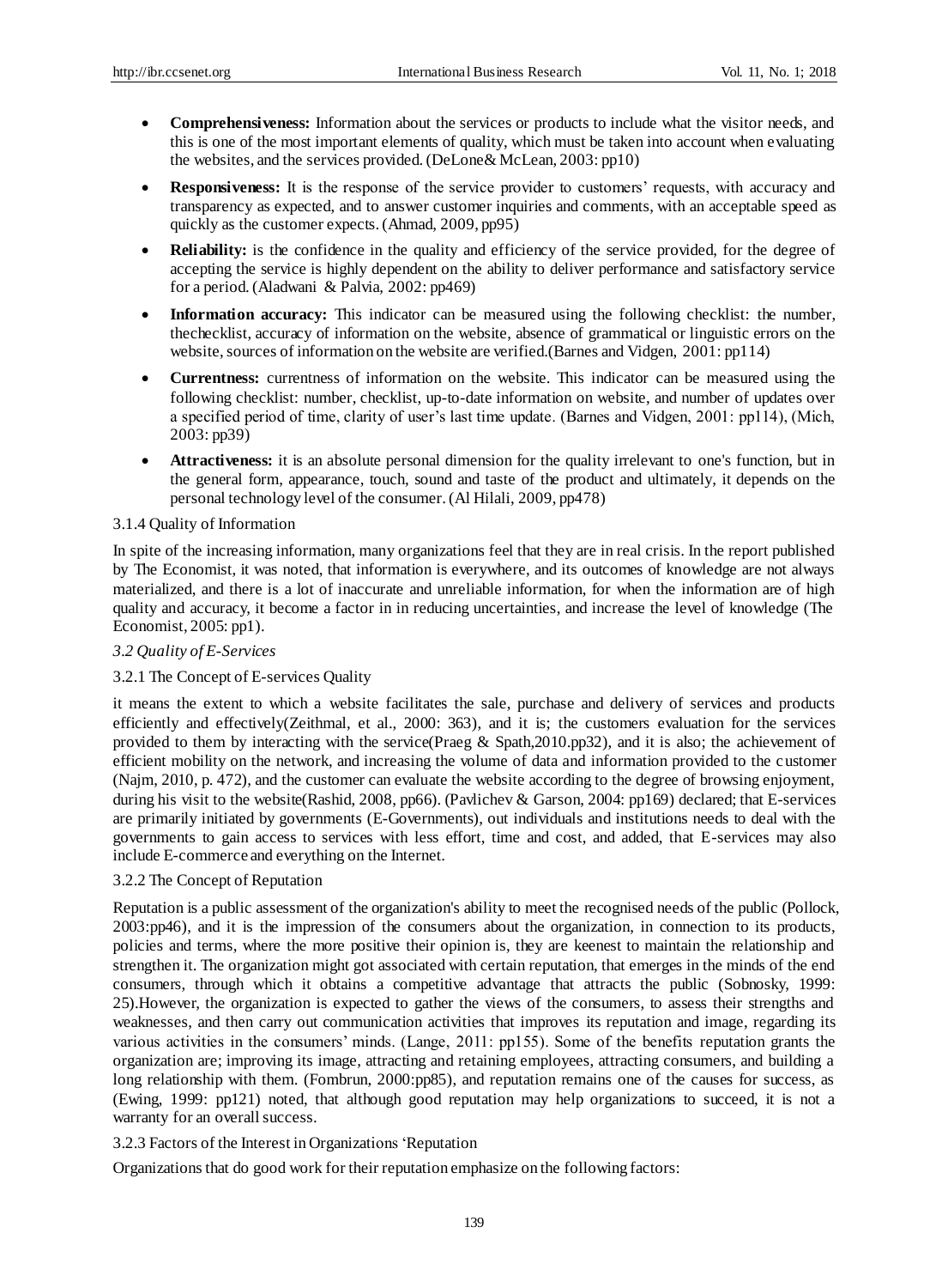- **Comprehensiveness:** Information about the services or products to include what the visitor needs, and this is one of the most important elements of quality, which must be taken into account when evaluating the websites, and the services provided. (DeLone& McLean, 2003: pp10)
- **Responsiveness:** It is the response of the service provider to customers' requests, with accuracy and transparency as expected, and to answer customer inquiries and comments, with an acceptable speed as quickly as the customer expects. (Ahmad, 2009, pp95)
- **Reliability:** is the confidence in the quality and efficiency of the service provided, for the degree of accepting the service is highly dependent on the ability to deliver performance and satisfactory service for a period. (Aladwani & Palvia, 2002: pp469)
- **Information accuracy:** This indicator can be measured using the following checklist: the number, thechecklist, accuracy of information on the website, absence of grammatical or linguistic errors on the website, sources of information on the website are verified.(Barnes and Vidgen, 2001: pp114)
- **Currentness:** currentness of information on the website. This indicator can be measured using the following checklist: number, checklist, up-to-date information on website, and number of updates over a specified period of time, clarity of user's last time update. (Barnes and Vidgen, 2001: pp114), (Mich, 2003: pp39)
- **Attractiveness:** it is an absolute personal dimension for the quality irrelevant to one's function, but in the general form, appearance, touch, sound and taste of the product and ultimately, it depends on the personal technology level of the consumer. (Al Hilali, 2009, pp478)

3.1.4 Quality of Information

In spite of the increasing information, many organizations feel that they are in real crisis. In the report published by The Economist, it was noted, that information is everywhere, and its outcomes of knowledge are not always materialized, and there is a lot of inaccurate and unreliable information, for when the information are of high quality and accuracy, it become a factor in in reducing uncertainties, and increase the level of knowledge (The Economist, 2005: pp1).

*3.2 Quality of E-Services*

3.2.1 The Concept of E-services Quality

it means the extent to which a website facilitates the sale, purchase and delivery of services and products efficiently and effectively(Zeithmal, et al., 2000: 363), and it is; the customers evaluation for the services provided to them by interacting with the service(Praeg & Spath,2010.pp32), and it is also; the achievement of efficient mobility on the network, and increasing the volume of data and information provided to the customer (Najm, 2010, p. 472), and the customer can evaluate the website according to the degree of browsing enjoyment, during his visit to the website(Rashid, 2008, pp66). (Pavlichev & Garson, 2004: pp169) declared; that E-services are primarily initiated by governments (E-Governments), out individuals and institutions needs to deal with the governments to gain access to services with less effort, time and cost, and added, that E-services may also include E-commerce and everything on the Internet.

3.2.2 The Concept of Reputation

Reputation is a public assessment of the organization's ability to meet the recognised needs of the public (Pollock, 2003:pp46), and it is the impression of the consumers about the organization, in connection to its products, policies and terms, where the more positive their opinion is, they are keenest to maintain the relationship and strengthen it. The organization might got associated with certain reputation, that emerges in the minds of the end consumers, through which it obtains a competitive advantage that attracts the public (Sobnosky, 1999: 25).However, the organization is expected to gather the views of the consumers, to assess their strengths and weaknesses, and then carry out communication activities that improves its reputation and image, regarding its various activities in the consumers' minds. (Lange, 2011: pp155). Some of the benefits reputation grants the organization are; improving its image, attracting and retaining employees, attracting consumers, and building a long relationship with them. (Fombrun, 2000:pp85), and reputation remains one of the causes for success, as (Ewing, 1999: pp121) noted, that although good reputation may help organizations to succeed, it is not a warranty for an overall success.

3.2.3 Factors of the Interest in Organizations 'Reputation

Organizations that do good work for their reputation emphasize on the following factors: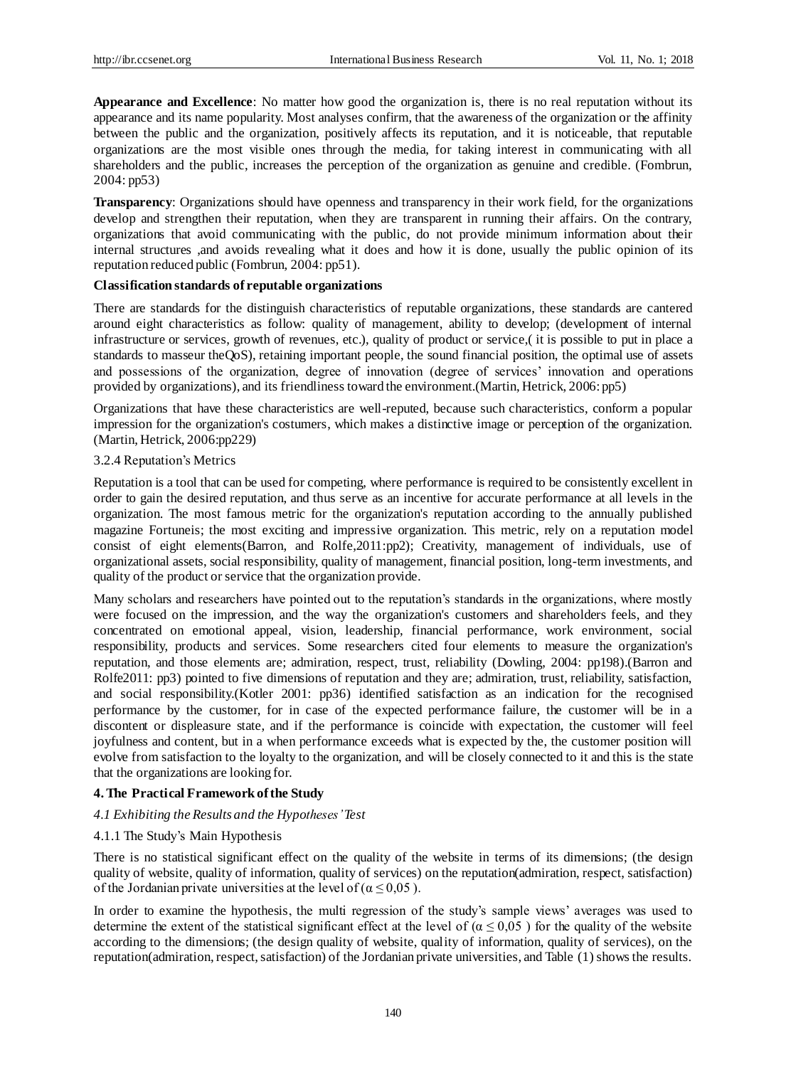**Appearance and Excellence**: No matter how good the organization is, there is no real reputation without its appearance and its name popularity. Most analyses confirm, that the awareness of the organization or the affinity between the public and the organization, positively affects its reputation, and it is noticeable, that reputable organizations are the most visible ones through the media, for taking interest in communicating with all shareholders and the public, increases the perception of the organization as genuine and credible. (Fombrun, 2004: pp53)

**Transparency**: Organizations should have openness and transparency in their work field, for the organizations develop and strengthen their reputation, when they are transparent in running their affairs. On the contrary, organizations that avoid communicating with the public, do not provide minimum information about their internal structures ,and avoids revealing what it does and how it is done, usually the public opinion of its reputation reduced public (Fombrun, 2004: pp51).

**Classification standards of reputable organizations**

There are standards for the distinguish characteristics of reputable organizations, these standards are cantered around eight characteristics as follow: quality of management, ability to develop; (development of internal infrastructure or services, growth of revenues, etc.), quality of product or service,( it is possible to put in place a standards to masseur theQoS), retaining important people, the sound financial position, the optimal use of assets and possessions of the organization, degree of innovation (degree of services' innovation and operations provided by organizations), and its friendliness toward the environment.(Martin, Hetrick, 2006: pp5)

Organizations that have these characteristics are well-reputed, because such characteristics, conform a popular impression for the organization's costumers, which makes a distinctive image or perception of the organization. (Martin, Hetrick, 2006:pp229)

3.2.4 Reputation's Metrics

Reputation is a tool that can be used for competing, where performance is required to be consistently excellent in order to gain the desired reputation, and thus serve as an incentive for accurate performance at all levels in the organization. The most famous metric for the organization's reputation according to the annually published magazine Fortuneis; the most exciting and impressive organization. This metric, rely on a reputation model consist of eight elements(Barron, and Rolfe,2011:pp2); Creativity, management of individuals, use of organizational assets, social responsibility, quality of management, financial position, long-term investments, and quality of the product or service that the organization provide.

Many scholars and researchers have pointed out to the reputation's standards in the organizations, where mostly were focused on the impression, and the way the organization's customers and shareholders feels, and they concentrated on emotional appeal, vision, leadership, financial performance, work environment, social responsibility, products and services. Some researchers cited four elements to measure the organization's reputation, and those elements are; admiration, respect, trust, reliability (Dowling, 2004: pp198).(Barron and Rolfe2011: pp3) pointed to five dimensions of reputation and they are; admiration, trust, reliability, satisfaction, and social responsibility.(Kotler 2001: pp36) identified satisfaction as an indication for the recognised performance by the customer, for in case of the expected performance failure, the customer will be in a discontent or displeasure state, and if the performance is coincide with expectation, the customer will feel joyfulness and content, but in a when performance exceeds what is expected by the, the customer position will evolve from satisfaction to the loyalty to the organization, and will be closely connected to it and this is the state that the organizations are looking for.

## 4. The Practical Framework of the Study

### *4.1 Exhibiting the Results and the Hypotheses' Test*

4.1.1 The Study's Main Hypothesis

There is no statistical significant effect on the quality of the website in terms of its dimensions; (the design quality of website, quality of information, quality of services) on the reputation(admiration, respect, satisfaction) of the Jordanian private universities at the level of ($\alpha \leq 0{,}05$ ).

In order to examine the hypothesis, the multi regression of the study's sample views' averages was used to determine the extent of the statistical significant effect at the level of ($\alpha \leq 0{,}05$ ) for the quality of the website according to the dimensions; (the design quality of website, quality of information, quality of services), on the reputation(admiration, respect, satisfaction) of the Jordanian private universities, and Table (1) shows the results.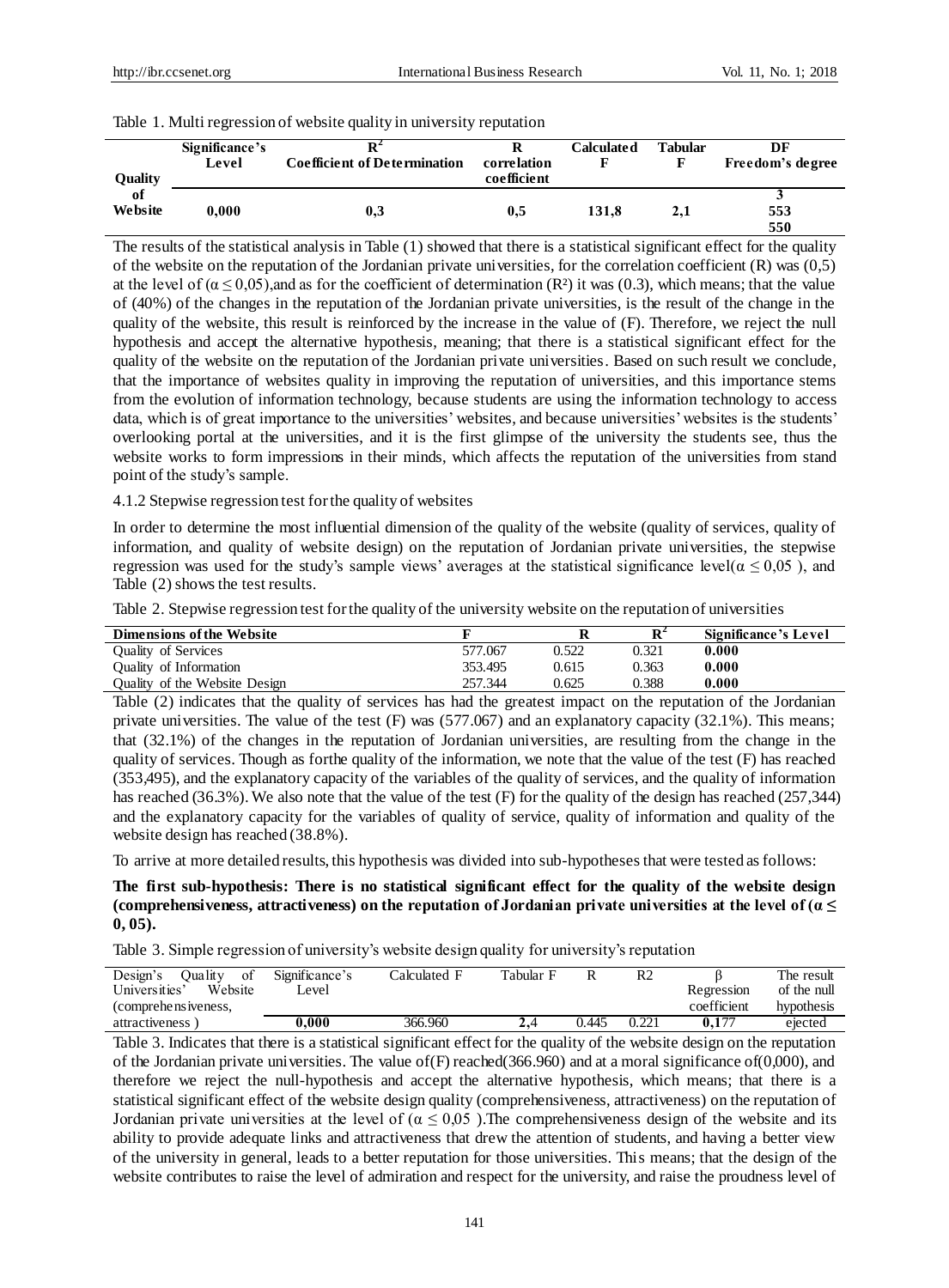Table 1. Multi regression of website quality in university reputation

| | Significance's Level | $R^2$ Coefficient of Determination | R correlation coefficient | Calculated F | Tabular F | DF Freedom's degree |
|---|---|---|---|---|---|---|
| Quality of Website | 0,000 | 0,3 | 0,5 | 131,8 | 2,1 | 3<br>553<br>550 |

The results of the statistical analysis in Table (1) showed that there is a statistical significant effect for the quality of the website on the reputation of the Jordanian private universities, for the correlation coefficient (R) was (0,5) at the level of ($\alpha \leq 0,05$),and as for the coefficient of determination ($R^2$) it was (0.3), which means; that the value of (40%) of the changes in the reputation of the Jordanian private universities, is the result of the change in the quality of the website, this result is reinforced by the increase in the value of (F). Therefore, we reject the null hypothesis and accept the alternative hypothesis, meaning; that there is a statistical significant effect for the quality of the website on the reputation of the Jordanian private universities. Based on such result we conclude, that the importance of websites quality in improving the reputation of universities, and this importance stems from the evolution of information technology, because students are using the information technology to access data, which is of great importance to the universities' websites, and because universities' websites is the students' overlooking portal at the universities, and it is the first glimpse of the university the students see, thus the website works to form impressions in their minds, which affects the reputation of the universities from stand point of the study's sample.

4.1.2 Stepwise regression test for the quality of websites

In order to determine the most influential dimension of the quality of the website (quality of services, quality of information, and quality of website design) on the reputation of Jordanian private universities, the stepwise regression was used for the study's sample views' averages at the statistical significance level($\alpha \leq 0,05$ ), and Table (2) shows the test results.

Table 2. Stepwise regression test for the quality of the university website on the reputation of universities

| Dimensions of the Website | F | R | $R^2$ | Significance's Level |
|---|---|---|---|---|
| Quality of Services | 577.067 | 0.522 | 0.321 | **0.000** |
| Quality of Information | 353.495 | 0.615 | 0.363 | **0.000** |
| Quality of the Website Design | 257.344 | 0.625 | 0.388 | **0.000** |

Table (2) indicates that the quality of services has had the greatest impact on the reputation of the Jordanian private universities. The value of the test (F) was (577.067) and an explanatory capacity (32.1%). This means; that (32.1%) of the changes in the reputation of Jordanian universities, are resulting from the change in the quality of services. Though as forthe quality of the information, we note that the value of the test (F) has reached (353,495), and the explanatory capacity of the variables of the quality of services, and the quality of information has reached (36.3%). We also note that the value of the test (F) for the quality of the design has reached (257,344) and the explanatory capacity for the variables of quality of service, quality of information and quality of the website design has reached (38.8%).

To arrive at more detailed results, this hypothesis was divided into sub-hypotheses that were tested as follows:

**The first sub-hypothesis: There is no statistical significant effect for the quality of the website design (comprehensiveness, attractiveness) on the reputation of Jordanian private universities at the level of ($\alpha \leq$ 0, 05).**

Table 3. Simple regression of university's website design quality for university's reputation

| Design's Quality of Universities' Website (comprehensiveness, attractiveness ) | Significance's Level | Calculated F | Tabular F | R | R2 | β Regression coefficient | The result of the null hypothesis |
|---|---|---|---|---|---|---|---|
| | **0,000** | 366.960 | **2,**4 | 0.445 | 0.221 | **0,1**77 | ejected |

Table 3. Indicates that there is a statistical significant effect for the quality of the website design on the reputation of the Jordanian private universities. The value of(F) reached(366.960) and at a moral significance of(0,000), and therefore we reject the null-hypothesis and accept the alternative hypothesis, which means; that there is a statistical significant effect of the website design quality (comprehensiveness, attractiveness) on the reputation of Jordanian private universities at the level of ($\alpha \leq 0,05$ ).The comprehensiveness design of the website and its ability to provide adequate links and attractiveness that drew the attention of students, and having a better view of the university in general, leads to a better reputation for those universities. This means; that the design of the website contributes to raise the level of admiration and respect for the university, and raise the proudness level of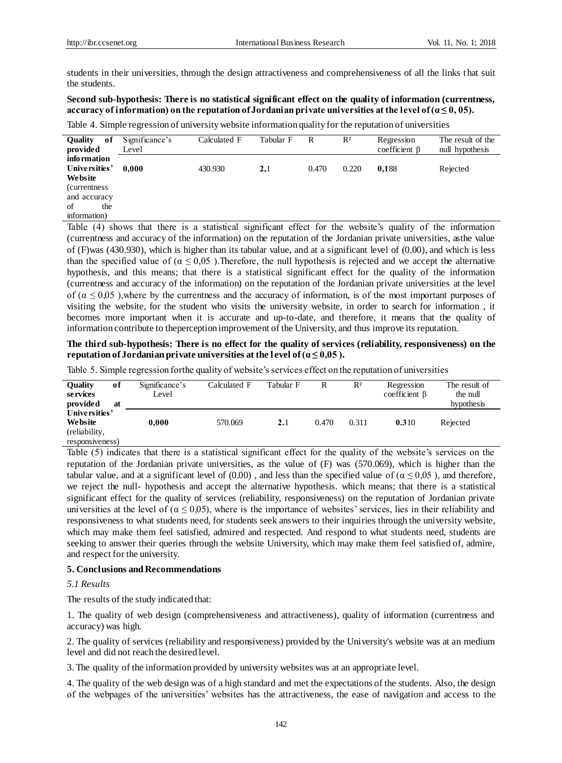students in their universities, through the design attractiveness and comprehensiveness of all the links that suit the students.

**Second sub-hypothesis: There is no statistical significant effect on the quality of information (currentness, accuracy of information) on the reputation of Jordanian private universities at the level of ($\alpha \leq 0, 05$).**

Table 4. Simple regression of university website information quality for the reputation of universities

| Quality of provided information | Significance's Level | Calculated F | Tabular F | R | R² | Regression coefficient β | The result of the null hypothesis |
|---|---|---|---|---|---|---|---|
| Universities' Website (currentness and accuracy of the information) | **0,000** | 430.930 | **2,**1 | 0.470 | 0.220 | **0,1**88 | Rejected |

Table (4) shows that there is a statistical significant effect for the website's quality of the information (currentness and accuracy of the information) on the reputation of the Jordanian private universities, asthe value of (F)was (430.930), which is higher than its tabular value, and at a significant level of (0.00), and which is less than the specified value of ($\alpha \leq 0,05$ ).Therefore, the null hypothesis is rejected and we accept the alternative hypothesis, and this means; that there is a statistical significant effect for the quality of the information (currentness and accuracy of the information) on the reputation of the Jordanian private universities at the level of ($\alpha \leq 0,05$ ),where by the currentness and the accuracy of information, is of the most important purposes of visiting the website, for the student who visits the university website, in order to search for information , it becomes more important when it is accurate and up-to-date, and therefore, it means that the quality of information contribute to theperception improvement of the University, and thus improve its reputation.

**The third sub-hypothesis: There is no effect for the quality of services (reliability, responsiveness) on the reputation of Jordanian private universities at the level of ($\alpha \leq 0,05$ ).**

Table 5. Simple regression forthe quality of website's services effect on the reputation of universities

| Quality of services provided at Universities' Website (reliability, responsiveness) | Significance's Level | Calculated F | Tabular F | R | R² | Regression coefficient β | The result of the null hypothesis |
|---|---|---|---|---|---|---|---|
| | **0,000** | 570.069 | **2.**1 | 0.470 | 0.311 | **0.3**10 | Rejected |

Table (5) indicates that there is a statistical significant effect for the quality of the website's services on the reputation of the Jordanian private universities, as the value of (F) was (570.069), which is higher than the tabular value, and at a significant level of (0.00) , and less than the specified value of ($\alpha \leq 0,05$ ), and therefore, we reject the null- hypothesis and accept the alternative hypothesis. which means; that there is a statistical significant effect for the quality of services (reliability, responsiveness) on the reputation of Jordanian private universities at the level of ($\alpha \leq 0,05$), where is the importance of websites' services, lies in their reliability and responsiveness to what students need, for students seek answers to their inquiries through the university website, which may make them feel satisfied, admired and respected. And respond to what students need, students are seeking to answer their queries through the website University, which may make them feel satisfied of, admire, and respect for the university.

## 5. Conclusions and Recommendations

### *5.1 Results*

The results of the study indicated that:

1. The quality of web design (comprehensiveness and attractiveness), quality of information (currentness and accuracy) was high.

2. The quality of services (reliability and responsiveness) provided by the University's website was at an medium level and did not reach the desired level.

3. The quality of the information provided by university websites was at an appropriate level.

4. The quality of the web design was of a high standard and met the expectations of the students. Also, the design of the webpages of the universities' websites has the attractiveness, the ease of navigation and access to the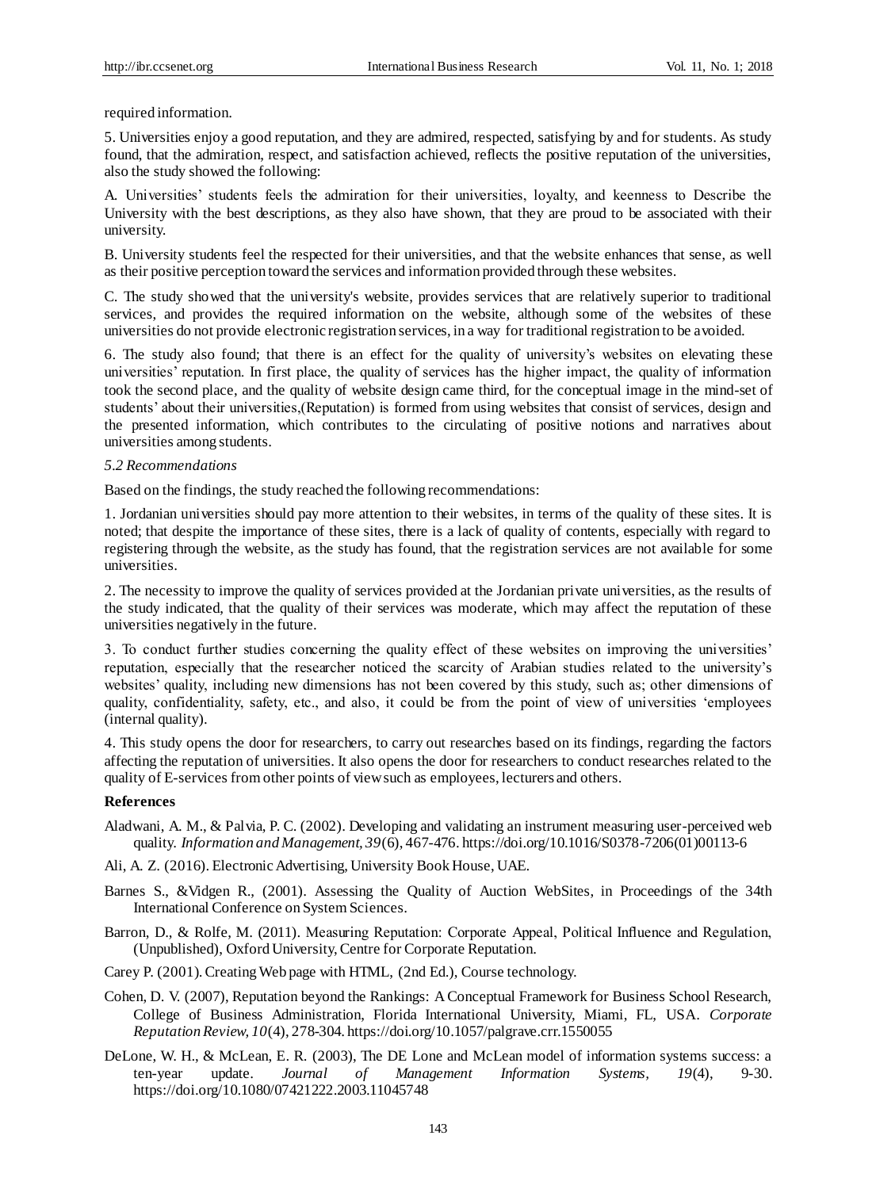required information.

5. Universities enjoy a good reputation, and they are admired, respected, satisfying by and for students. As study found, that the admiration, respect, and satisfaction achieved, reflects the positive reputation of the universities, also the study showed the following:

A. Universities' students feels the admiration for their universities, loyalty, and keenness to Describe the University with the best descriptions, as they also have shown, that they are proud to be associated with their university.

B. University students feel the respected for their universities, and that the website enhances that sense, as well as their positive perception toward the services and information provided through these websites.

C. The study showed that the university's website, provides services that are relatively superior to traditional services, and provides the required information on the website, although some of the websites of these universities do not provide electronic registration services, in a way for traditional registration to be avoided.

6. The study also found; that there is an effect for the quality of university's websites on elevating these universities' reputation. In first place, the quality of services has the higher impact, the quality of information took the second place, and the quality of website design came third, for the conceptual image in the mind-set of students' about their universities,(Reputation) is formed from using websites that consist of services, design and the presented information, which contributes to the circulating of positive notions and narratives about universities among students.

### *5.2 Recommendations*

Based on the findings, the study reached the following recommendations:

1. Jordanian universities should pay more attention to their websites, in terms of the quality of these sites. It is noted; that despite the importance of these sites, there is a lack of quality of contents, especially with regard to registering through the website, as the study has found, that the registration services are not available for some universities.

2. The necessity to improve the quality of services provided at the Jordanian private universities, as the results of the study indicated, that the quality of their services was moderate, which may affect the reputation of these universities negatively in the future.

3. To conduct further studies concerning the quality effect of these websites on improving the universities' reputation, especially that the researcher noticed the scarcity of Arabian studies related to the university's websites' quality, including new dimensions has not been covered by this study, such as; other dimensions of quality, confidentiality, safety, etc., and also, it could be from the point of view of universities 'employees (internal quality).

4. This study opens the door for researchers, to carry out researches based on its findings, regarding the factors affecting the reputation of universities. It also opens the door for researchers to conduct researches related to the quality of E-services from other points of view such as employees, lecturers and others.

## **References**

Aladwani, A. M., & Palvia, P. C. (2002). Developing and validating an instrument measuring user-perceived web quality. *Information and Management, 39*(6), 467-476. https://doi.org/10.1016/S0378-7206(01)00113-6

Ali, A. Z. (2016). Electronic Advertising, University Book House, UAE.

Barnes S., &Vidgen R., (2001). Assessing the Quality of Auction WebSites, in Proceedings of the 34th International Conference on System Sciences.

Barron, D., & Rolfe, M. (2011). Measuring Reputation: Corporate Appeal, Political Influence and Regulation, (Unpublished), Oxford University, Centre for Corporate Reputation.

Carey P. (2001). Creating Web page with HTML, (2nd Ed.), Course technology.

Cohen, D. V. (2007), Reputation beyond the Rankings: A Conceptual Framework for Business School Research, College of Business Administration, Florida International University, Miami, FL, USA. *Corporate Reputation Review, 10*(4), 278-304. https://doi.org/10.1057/palgrave.crr.1550055

DeLone, W. H., & McLean, E. R. (2003), The DE Lone and McLean model of information systems success: a ten-year update. *Journal of Management Information Systems, 19*(4), 9-30. https://doi.org/10.1080/07421222.2003.11045748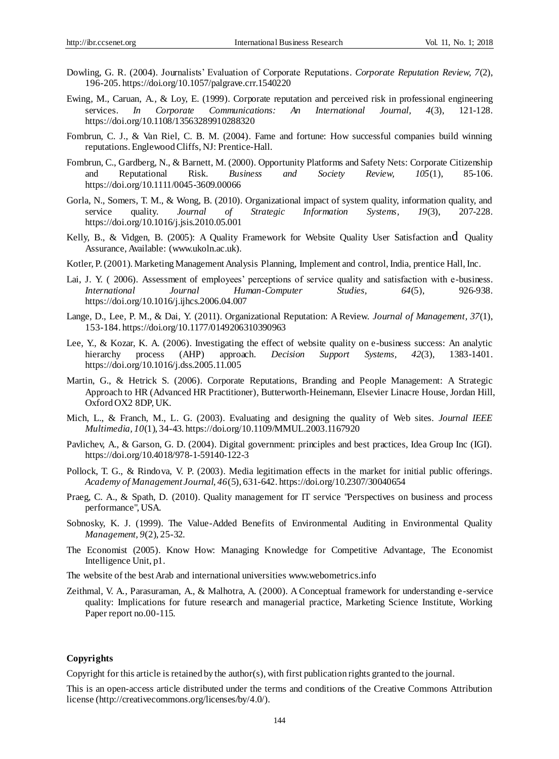Dowling, G. R. (2004). Journalists' Evaluation of Corporate Reputations. *Corporate Reputation Review, 7*(2), 196-205. https://doi.org/10.1057/palgrave.crr.1540220

Ewing, M., Caruan, A., & Loy, E. (1999). Corporate reputation and perceived risk in professional engineering services. *In Corporate Communications: An International Journal*, *4*(3), 121-128. https://doi.org/10.1108/13563289910288320

Fombrun, C. J., & Van Riel, C. B. M. (2004). Fame and fortune: How successful companies build winning reputations. Englewood Cliffs, NJ: Prentice-Hall.

Fombrun, C., Gardberg, N., & Barnett, M. (2000). Opportunity Platforms and Safety Nets: Corporate Citizenship and Reputational Risk. *Business and Society Review, 105*(1), 85-106. https://doi.org/10.1111/0045-3609.00066

Gorla, N., Somers, T. M., & Wong, B. (2010). Organizational impact of system quality, information quality, and service quality. *Journal of Strategic Information Systems*, *19*(3), 207-228. https://doi.org/10.1016/j.jsis.2010.05.001

Kelly, B., & Vidgen, B. (2005): A Quality Framework for Website Quality User Satisfaction and Quality Assurance, Available: (www.ukoln.ac.uk).

Kotler, P. (2001). Marketing Management Analysis Planning, Implement and control, India, prentice Hall, Inc.

Lai, J. Y. ( 2006). Assessment of employees' perceptions of service quality and satisfaction with e-business. *International Journal Human-Computer Studies*, *64*(5), 926-938. https://doi.org/10.1016/j.ijhcs.2006.04.007

Lange, D., Lee, P. M., & Dai, Y. (2011). Organizational Reputation: A Review. *Journal of Management*, *37*(1), 153-184. https://doi.org/10.1177/0149206310390963

Lee, Y., & Kozar, K. A. (2006). Investigating the effect of website quality on e-business success: An analytic hierarchy process (AHP) approach. *Decision Support Systems*, *42*(3), 1383-1401. https://doi.org/10.1016/j.dss.2005.11.005

Martin, G., & Hetrick S. (2006). Corporate Reputations, Branding and People Management: A Strategic Approach to HR (Advanced HR Practitioner), Butterworth-Heinemann, Elsevier Linacre House, Jordan Hill, Oxford OX2 8DP, UK.

Mich, L., & Franch, M., L. G. (2003). Evaluating and designing the quality of Web sites. *Journal IEEE Multimedia, 10*(1), 34-43. https://doi.org/10.1109/MMUL.2003.1167920

Pavlichev, A., & Garson, G. D. (2004). Digital government: principles and best practices, Idea Group Inc (IGI). https://doi.org/10.4018/978-1-59140-122-3

Pollock, T. G., & Rindova, V. P. (2003). Media legitimation effects in the market for initial public offerings. *Academy of Management Journal, 46*(5), 631-642. https://doi.org/10.2307/30040654

Praeg, C. A., & Spath, D. (2010). Quality management for IT service "Perspectives on business and process performance", USA.

Sobnosky, K. J. (1999). The Value-Added Benefits of Environmental Auditing in Environmental Quality *Management, 9*(2), 25-32.

The Economist (2005). Know How: Managing Knowledge for Competitive Advantage, The Economist Intelligence Unit, p1.

The website of the best Arab and international universities www.webometrics.info

Zeithmal, V. A., Parasuraman, A., & Malhotra, A. (2000). A Conceptual framework for understanding e-service quality: Implications for future research and managerial practice, Marketing Science Institute, Working Paper report no.00-115.

**Copyrights**

Copyright for this article is retained by the author(s), with first publication rights granted to the journal.

This is an open-access article distributed under the terms and conditions of the Creative Commons Attribution license (http://creativecommons.org/licenses/by/4.0/).